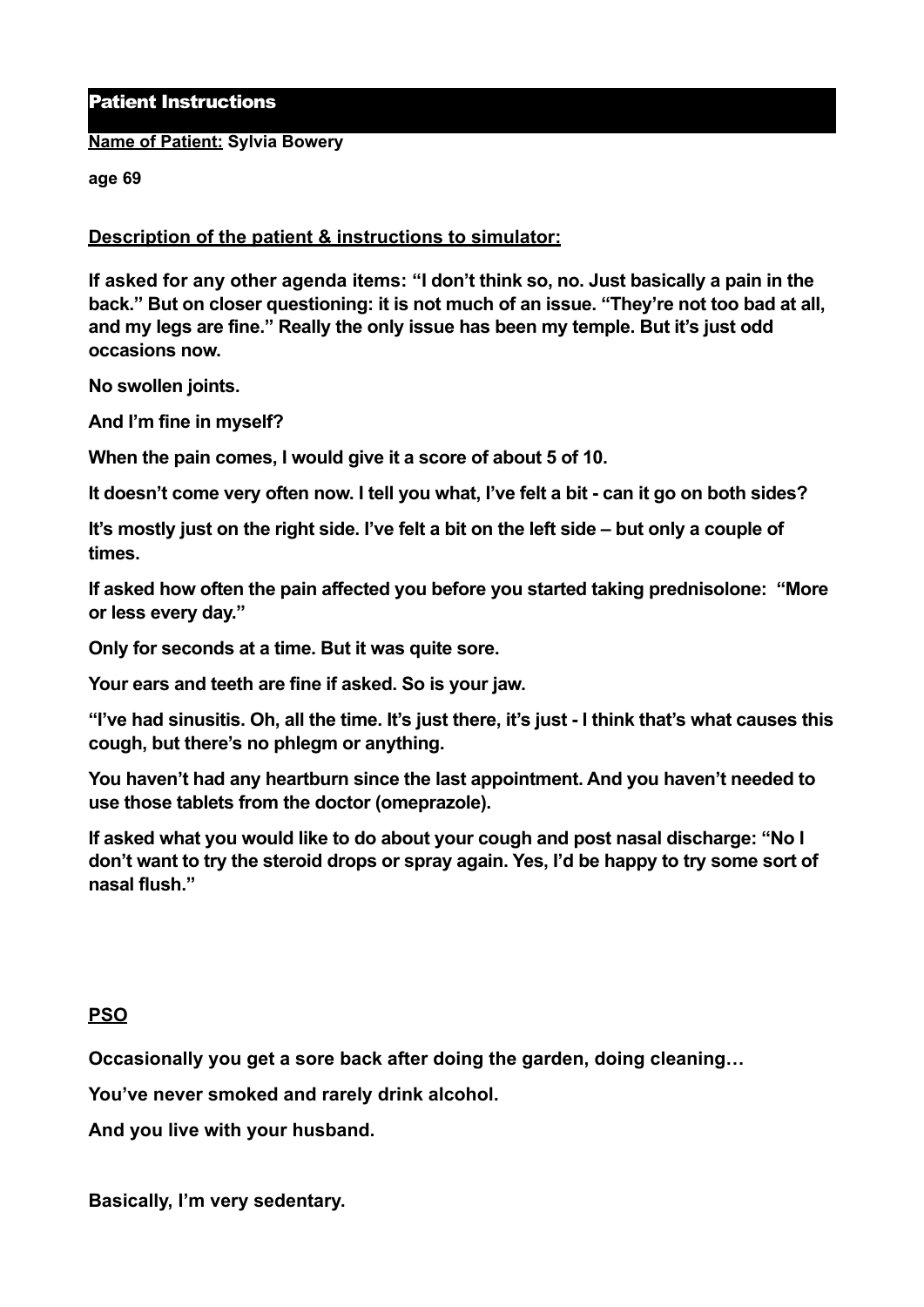## Patient Instructions

**Name of Patient:** **Sylvia Bowery**

**age 69**

**Description of the patient & instructions to simulator:**

**If asked for any other agenda items: "I don't think so, no. Just basically a pain in the back." But on closer questioning: it is not much of an issue. "They're not too bad at all, and my legs are fine." Really the only issue has been my temple. But it's just odd occasions now.**

**No swollen joints.**

**And I'm fine in myself?**

**When the pain comes, I would give it a score of about 5 of 10.**

**It doesn't come very often now. I tell you what, I've felt a bit - can it go on both sides?**

**It's mostly just on the right side. I've felt a bit on the left side – but only a couple of times.**

**If asked how often the pain affected you before you started taking prednisolone: "More or less every day."**

**Only for seconds at a time. But it was quite sore.**

**Your ears and teeth are fine if asked. So is your jaw.**

**"I've had sinusitis. Oh, all the time. It's just there, it's just - I think that's what causes this cough, but there's no phlegm or anything.**

**You haven't had any heartburn since the last appointment. And you haven't needed to use those tablets from the doctor (omeprazole).**

**If asked what you would like to do about your cough and post nasal discharge: "No I don't want to try the steroid drops or spray again. Yes, I'd be happy to try some sort of nasal flush."**

**PSO**

**Occasionally you get a sore back after doing the garden, doing cleaning…**

**You've never smoked and rarely drink alcohol.**

**And you live with your husband.**

**Basically, I'm very sedentary.**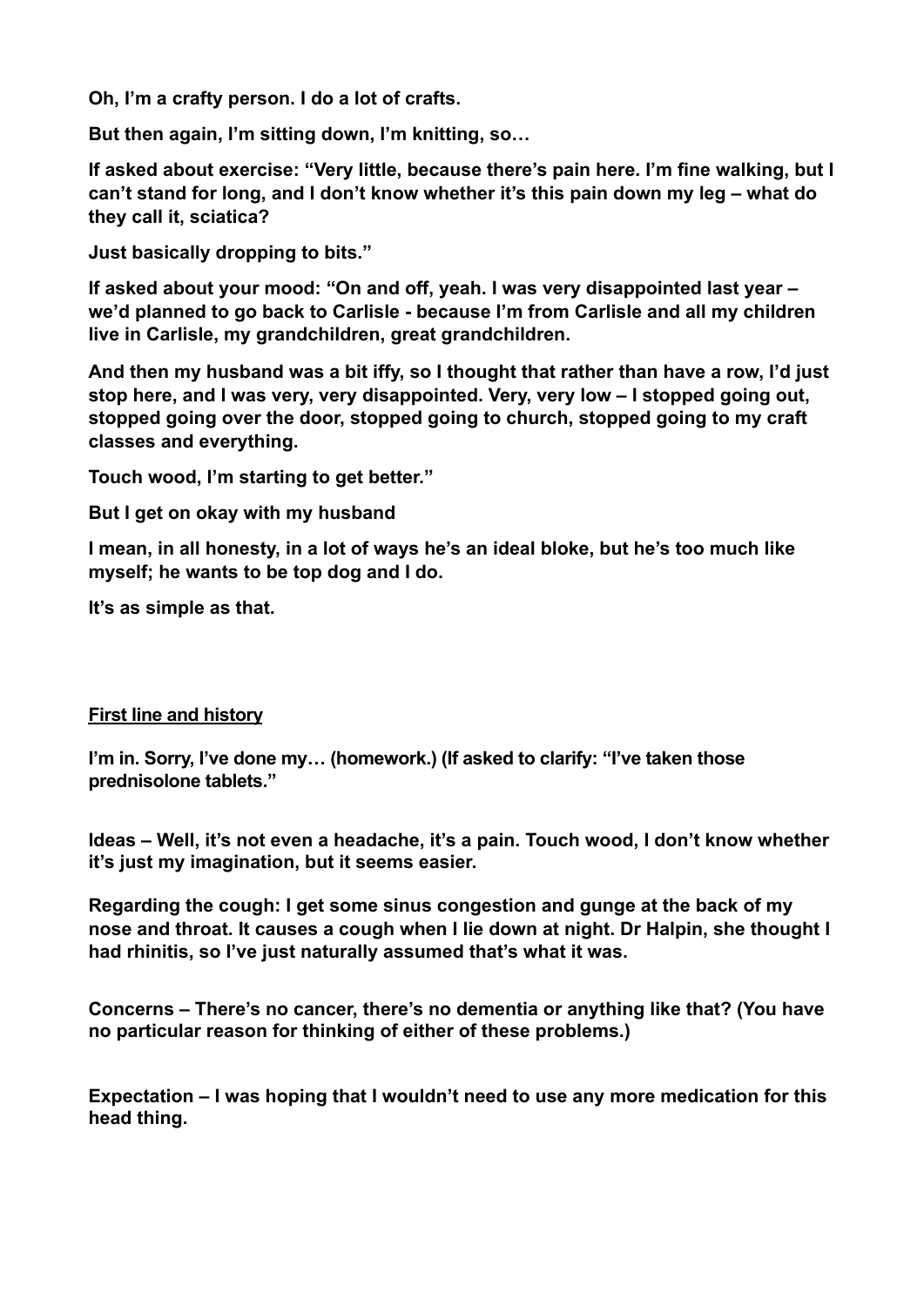**Oh, I'm a crafty person. I do a lot of crafts.**

**But then again, I'm sitting down, I'm knitting, so…**

**If asked about exercise: "Very little, because there's pain here. I'm fine walking, but I can't stand for long, and I don't know whether it's this pain down my leg – what do they call it, sciatica?**

**Just basically dropping to bits."**

**If asked about your mood: "On and off, yeah. I was very disappointed last year – we'd planned to go back to Carlisle - because I'm from Carlisle and all my children live in Carlisle, my grandchildren, great grandchildren.**

**And then my husband was a bit iffy, so I thought that rather than have a row, I'd just stop here, and I was very, very disappointed. Very, very low – I stopped going out, stopped going over the door, stopped going to church, stopped going to my craft classes and everything.**

**Touch wood, I'm starting to get better."**

**But I get on okay with my husband**

**I mean, in all honesty, in a lot of ways he's an ideal bloke, but he's too much like myself; he wants to be top dog and I do.**

**It's as simple as that.**

**<u>First line and history</u>**

**I'm in. Sorry, I've done my… (homework.) (If asked to clarify: "I've taken those prednisolone tablets."**

**Ideas – Well, it's not even a headache, it's a pain. Touch wood, I don't know whether it's just my imagination, but it seems easier.**

**Regarding the cough: I get some sinus congestion and gunge at the back of my nose and throat. It causes a cough when I lie down at night. Dr Halpin, she thought I had rhinitis, so I've just naturally assumed that's what it was.**

**Concerns – There's no cancer, there's no dementia or anything like that? (You have no particular reason for thinking of either of these problems.)**

**Expectation – I was hoping that I wouldn't need to use any more medication for this head thing.**